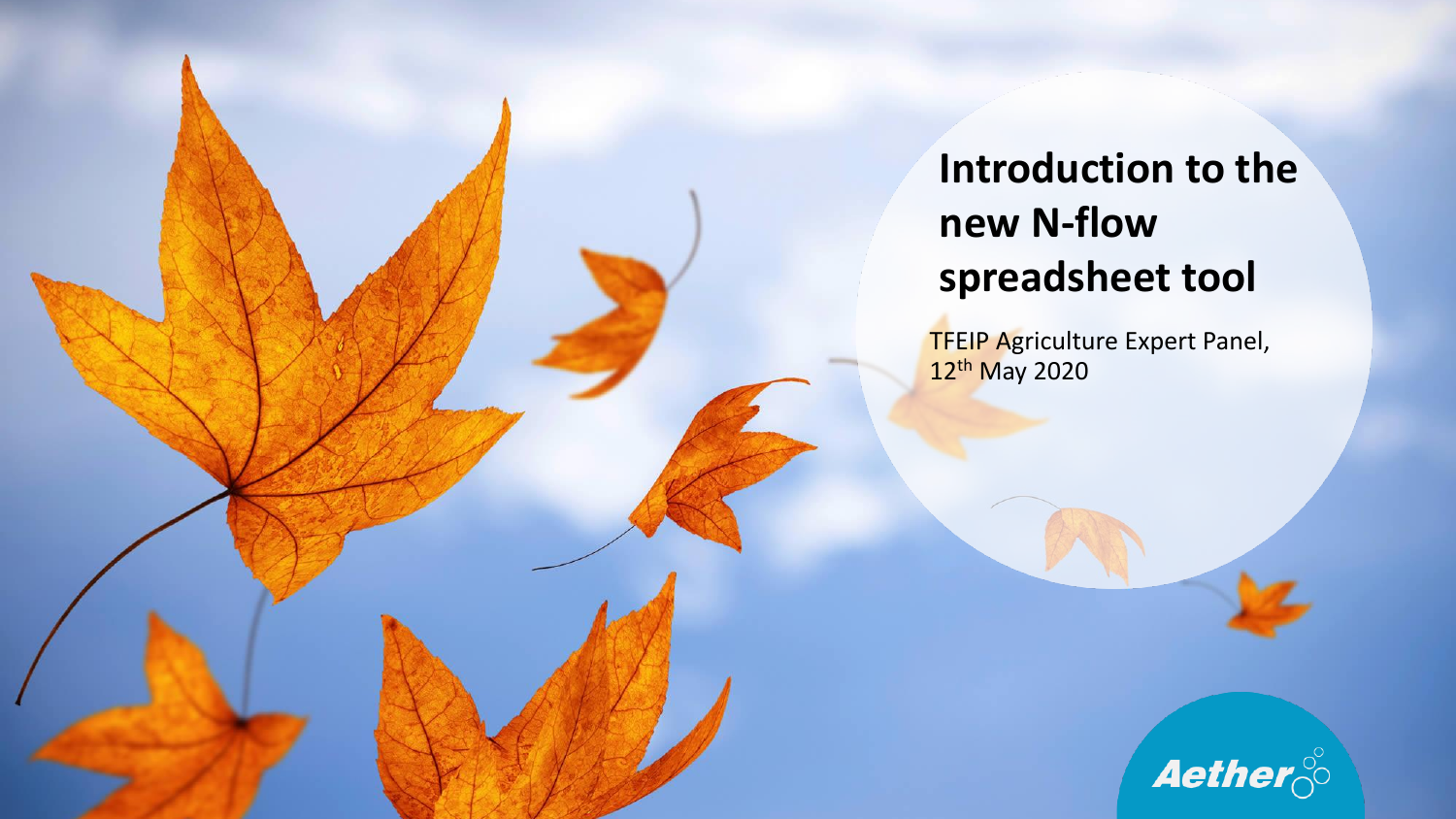# Introduction to the new N-flow spreadsheet tool

TFEIP Agriculture Expert Panel, 12th May 2020

Aether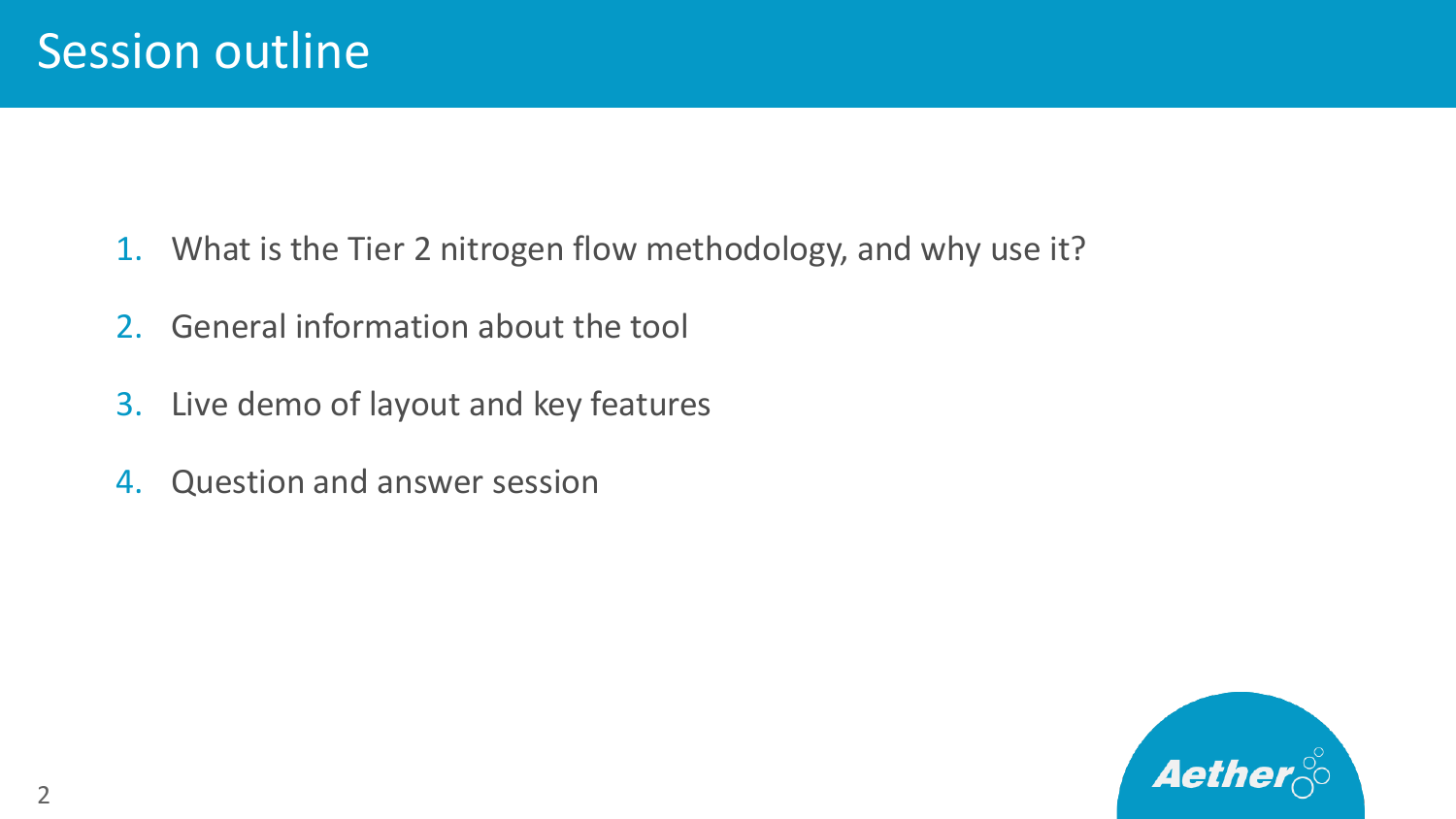# Session outline

1. What is the Tier 2 nitrogen flow methodology, and why use it?
2. General information about the tool
3. Live demo of layout and key features
4. Question and answer session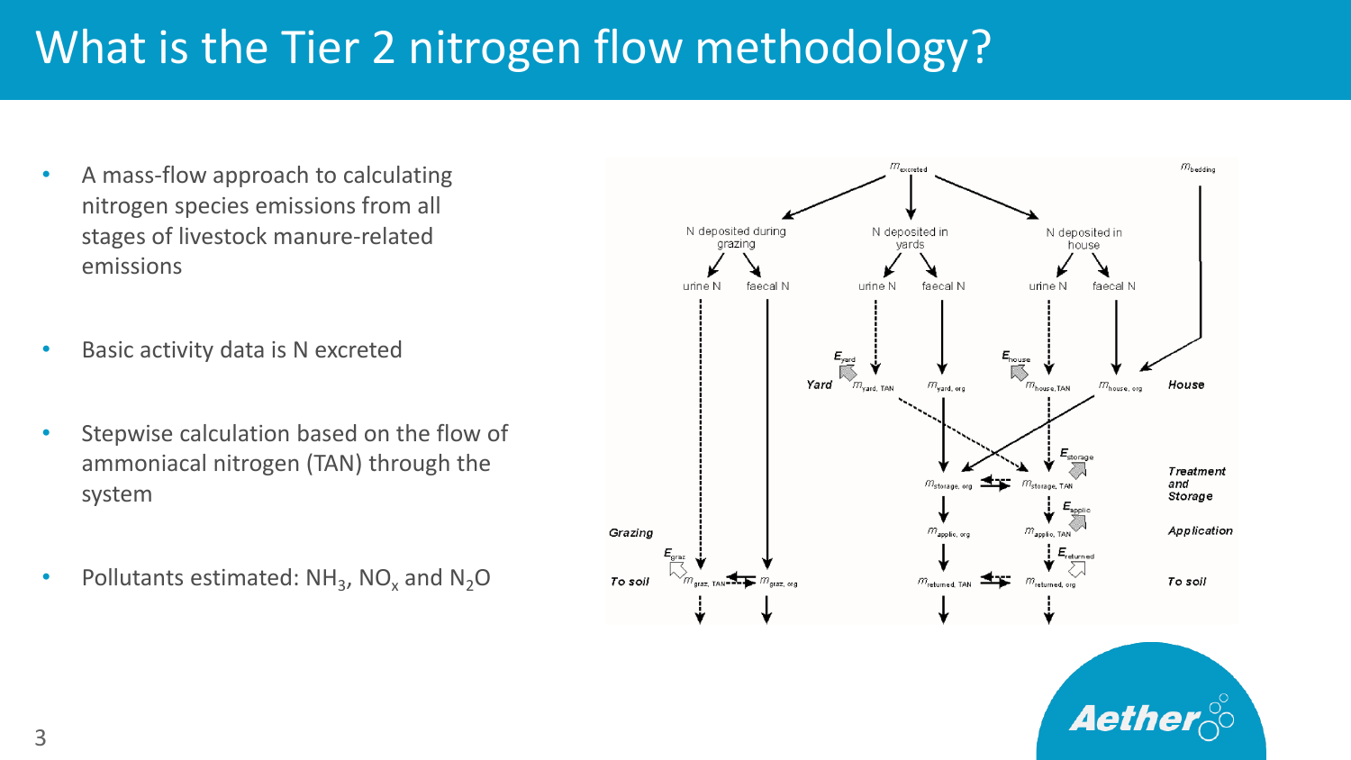# What is the Tier 2 nitrogen flow methodology?

- A mass-flow approach to calculating nitrogen species emissions from all stages of livestock manure-related emissions
- Basic activity data is N excreted
- Stepwise calculation based on the flow of ammoniacal nitrogen (TAN) through the system
- Pollutants estimated: $NH_3$, $NO_x$ and $N_2O$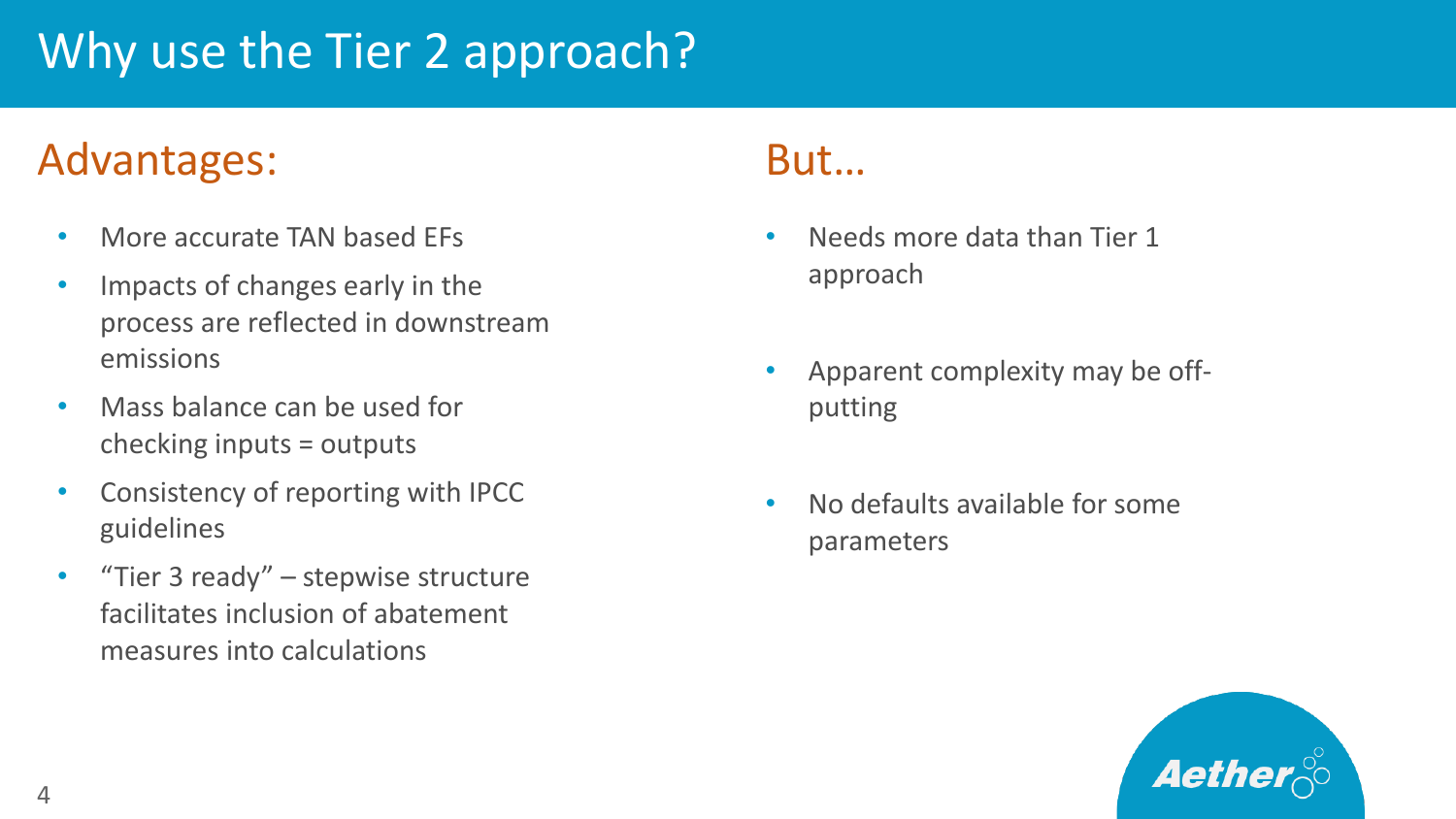# Why use the Tier 2 approach?

## Advantages:

- More accurate TAN based EFs
- Impacts of changes early in the process are reflected in downstream emissions
- Mass balance can be used for checking inputs = outputs
- Consistency of reporting with IPCC guidelines
- "Tier 3 ready" – stepwise structure facilitates inclusion of abatement measures into calculations

## But…

- Needs more data than Tier 1 approach
- Apparent complexity may be off-putting
- No defaults available for some parameters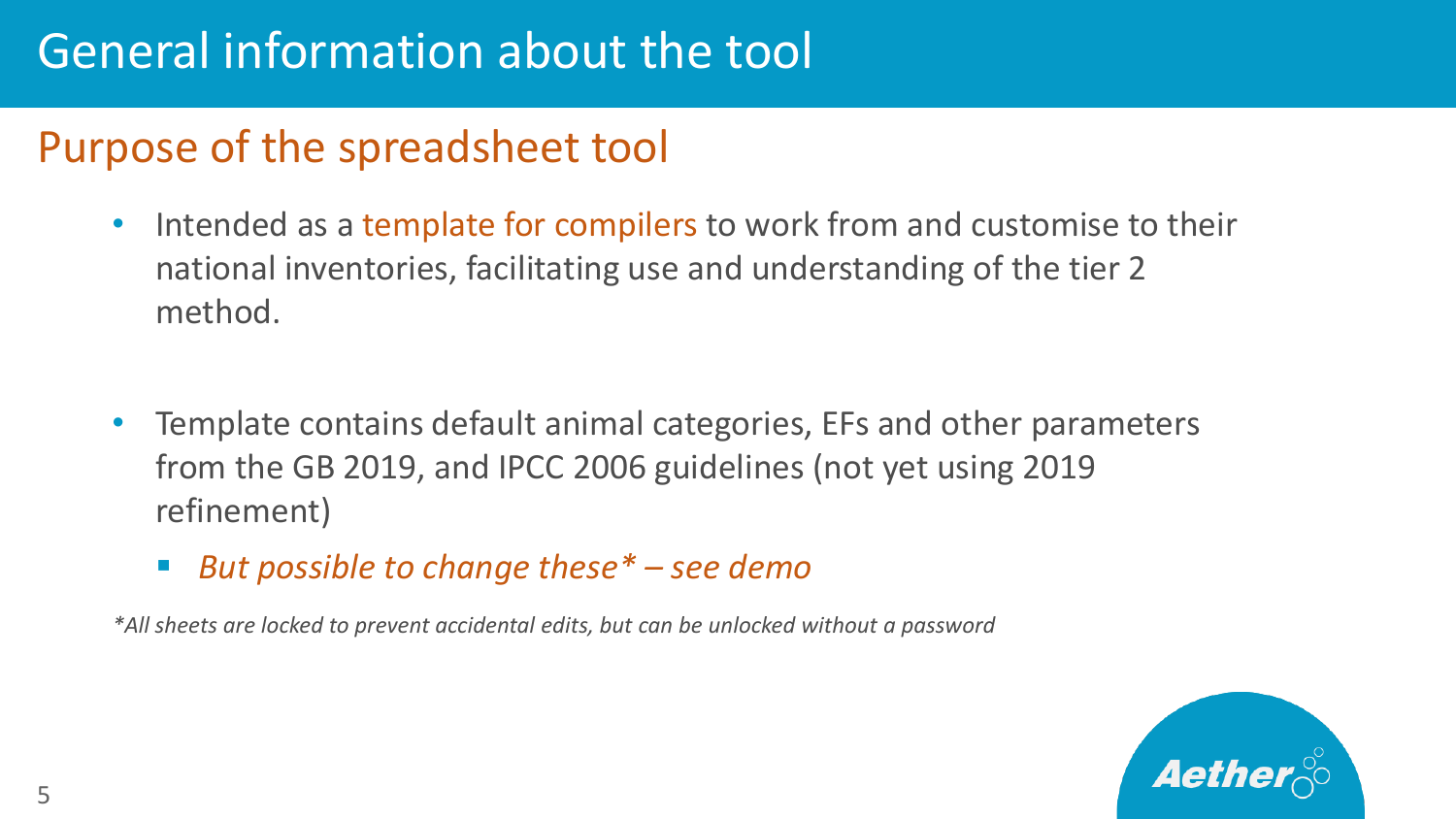# General information about the tool

## Purpose of the spreadsheet tool

- Intended as a template for compilers to work from and customise to their national inventories, facilitating use and understanding of the tier 2 method.

- Template contains default animal categories, EFs and other parameters from the GB 2019, and IPCC 2006 guidelines (not yet using 2019 refinement)
  - *But possible to change these* – see demo*

**All sheets are locked to prevent accidental edits, but can be unlocked without a password*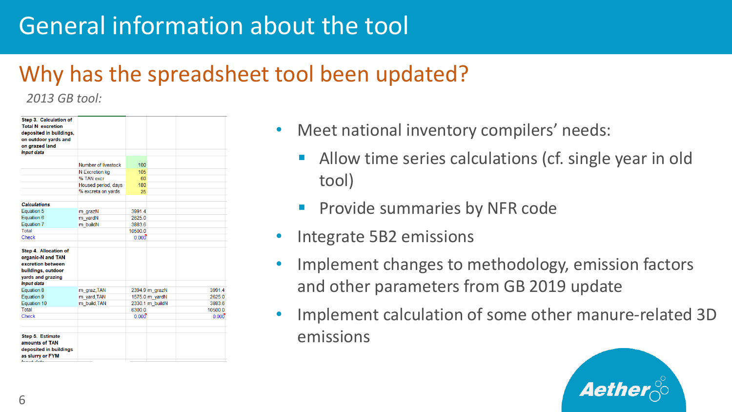# General information about the tool

## Why has the spreadsheet tool been updated?

*2013 GB tool:*

| Step 3. Calculation of Total N excretion deposited in buildings, on outdoor yards and on grazed land | | | | |
|---|---|---|---|---|
| *Input data* | | | | |
| | Number of livestock | 100 | | |
| | N Excretion kg | 105 | | |
| | % TAN excr | 60 | | |
| | Housed period, days | 180 | | |
| | % excreta on yards | 25 | | |
| *Calculations* | | | | |
| Equation 5 | m_grazN | 3991.4 | | |
| Equation 6 | m_yardN | 2625.0 | | |
| Equation 7 | m_buildN | 3883.6 | | |
| Total | | 10500.0 | | |
| Check | | 0.000 | | |
| **Step 4. Allocation of organic-N and TAN excretion between buildings, outdoor yards and grazing** | | | | |
| *Input data* | | | | |
| Equation 8 | m_graz,TAN | 2394.9 | m_grazN | 3991.4 |
| Equation 9 | m_yard,TAN | 1575.0 | m_yardN | 2625.0 |
| Equation 10 | m_build,TAN | 2330.1 | m_buildN | 3883.6 |
| Total | | 6300.0 | | 10500.0 |
| Check | | 0.000 | | 0.000 |
| **Step 5. Estimate amounts of TAN deposited in buildings as slurry or FYM** | | | | |

- Meet national inventory compilers' needs:
  - Allow time series calculations (cf. single year in old tool)
  - Provide summaries by NFR code
- Integrate 5B2 emissions
- Implement changes to methodology, emission factors and other parameters from GB 2019 update
- Implement calculation of some other manure-related 3D emissions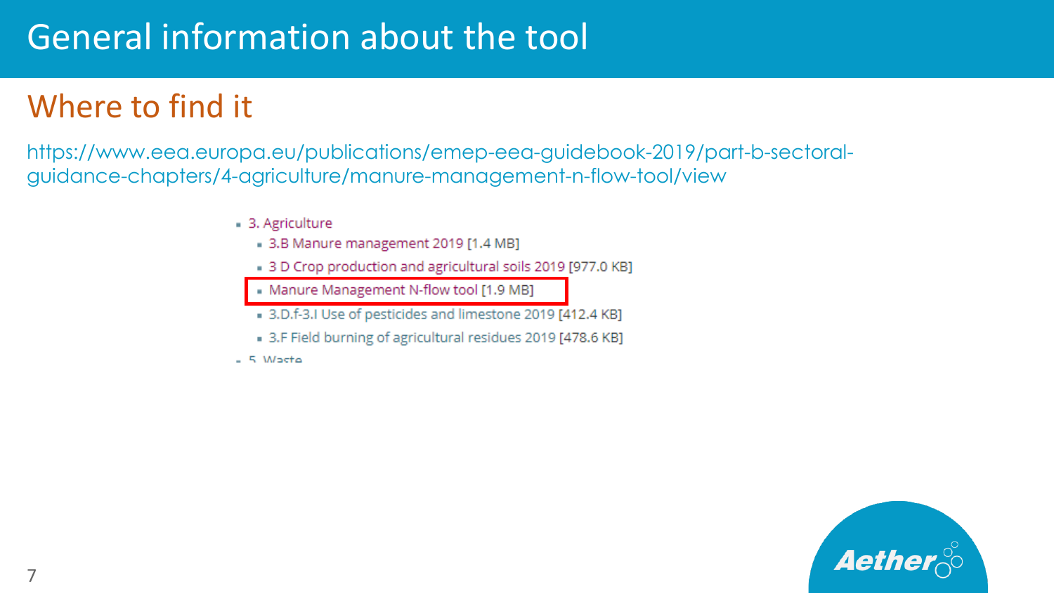# General information about the tool

## Where to find it

https://www.eea.europa.eu/publications/emep-eea-guidebook-2019/part-b-sectoral-guidance-chapters/4-agriculture/manure-management-n-flow-tool/view

- 3. Agriculture
  - 3.B Manure management 2019 [1.4 MB]
  - 3 D Crop production and agricultural soils 2019 [977.0 KB]
  - Manure Management N-flow tool [1.9 MB]
  - 3.D.f-3.I Use of pesticides and limestone 2019 [412.4 KB]
  - 3.F Field burning of agricultural residues 2019 [478.6 KB]
- 5. Waste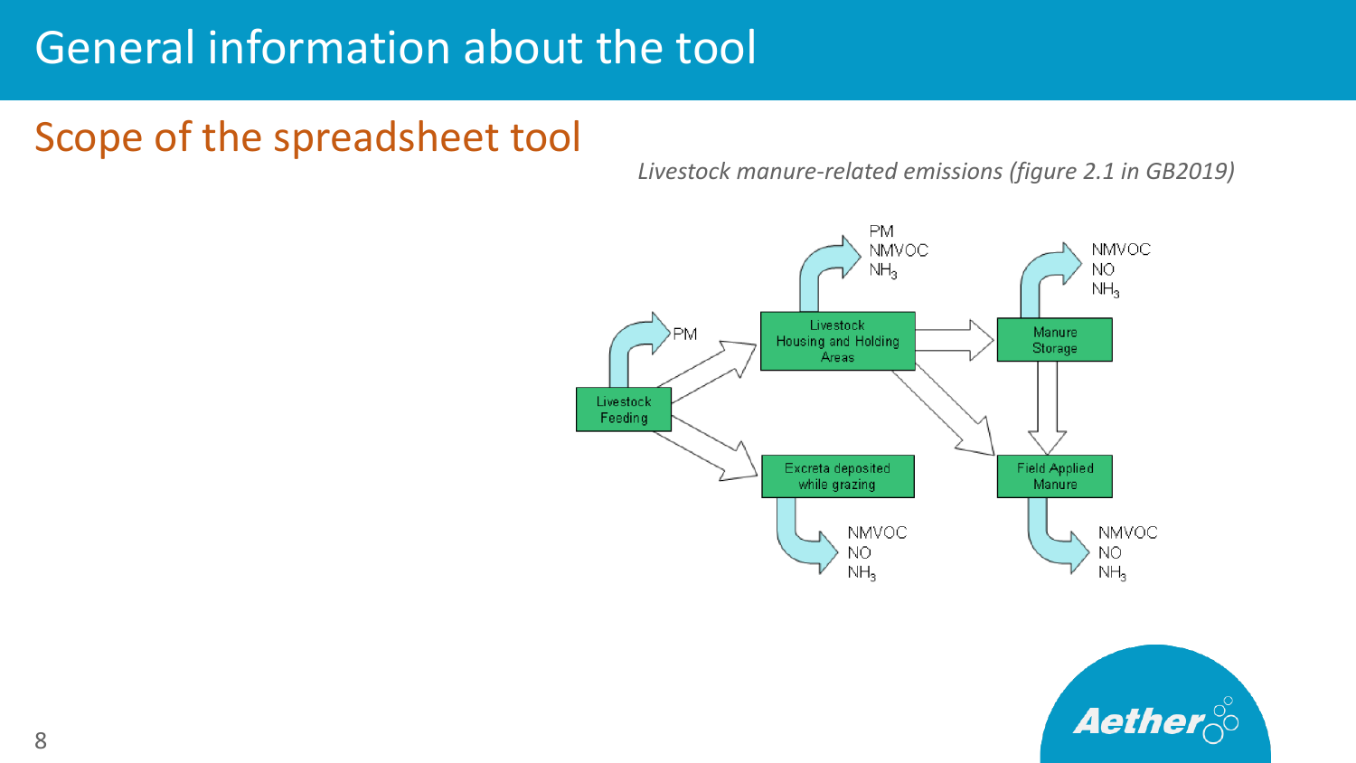# General information about the tool

## Scope of the spreadsheet tool

*Livestock manure-related emissions (figure 2.1 in GB2019)*

Livestock Feeding → PM

Livestock Housing and Holding Areas → PM, NMVOC, $NH_3$

Manure Storage → NMVOC, NO, $NH_3$

Excreta deposited while grazing → NMVOC, NO, $NH_3$

Field Applied Manure → NMVOC, NO, $NH_3$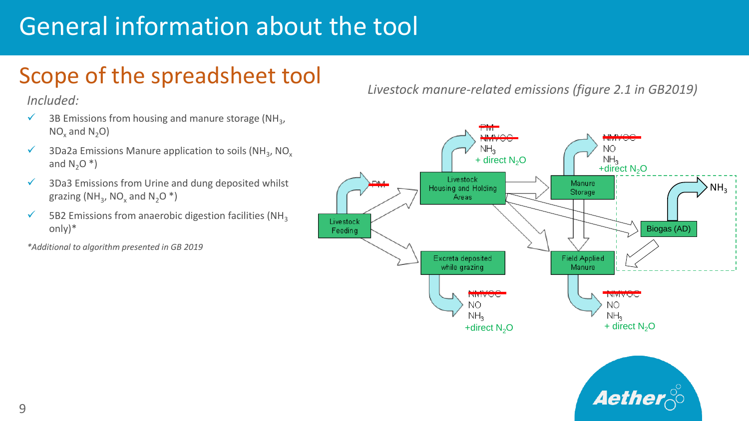# General information about the tool

## Scope of the spreadsheet tool

*Included:*

- ✓ 3B Emissions from housing and manure storage ($NH_3$, $NO_x$ and $N_2O$)
- ✓ 3Da2a Emissions Manure application to soils ($NH_3$, $NO_x$ and $N_2O$ *)
- ✓ 3Da3 Emissions from Urine and dung deposited whilst grazing ($NH_3$, $NO_x$ and $N_2O$ *)
- ✓ 5B2 Emissions from anaerobic digestion facilities ($NH_3$ only)*

*\*Additional to algorithm presented in GB 2019*

*Livestock manure-related emissions (figure 2.1 in GB2019)*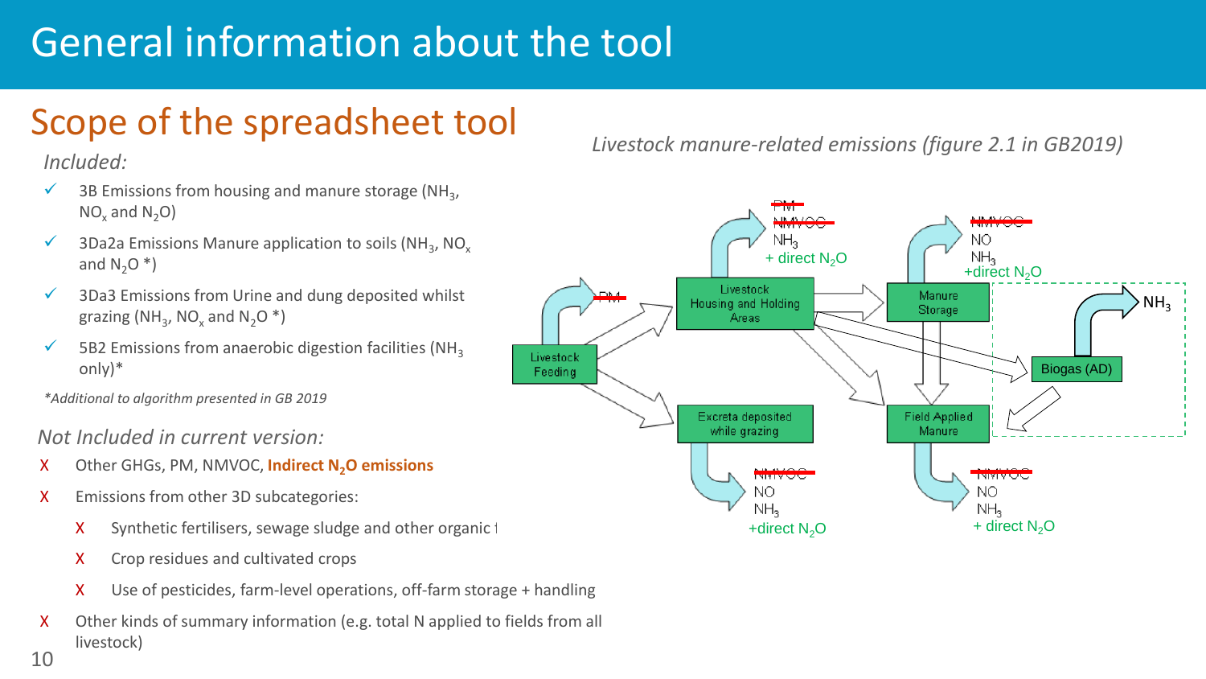# General information about the tool

## Scope of the spreadsheet tool

*Included:*

- ✓ 3B Emissions from housing and manure storage ($NH_3$, $NO_x$ and $N_2O$)
- ✓ 3Da2a Emissions Manure application to soils ($NH_3$, $NO_x$ and $N_2O$ *)
- ✓ 3Da3 Emissions from Urine and dung deposited whilst grazing ($NH_3$, $NO_x$ and $N_2O$ *)
- ✓ 5B2 Emissions from anaerobic digestion facilities ($NH_3$ only)*

*\*Additional to algorithm presented in GB 2019*

*Not Included in current version:*

- X Other GHGs, PM, NMVOC, **Indirect $N_2O$ emissions**
- X Emissions from other 3D subcategories:
  - X Synthetic fertilisers, sewage sludge and other organic f
  - X Crop residues and cultivated crops
  - X Use of pesticides, farm-level operations, off-farm storage + handling
- X Other kinds of summary information (e.g. total N applied to fields from all livestock)

*Livestock manure-related emissions (figure 2.1 in GB2019)*

Livestock Feeding; ~~PM~~

Livestock Housing and Holding Areas: ~~PM~~ ~~NMVOC~~ $NH_3$ + direct $N_2O$

Manure Storage: ~~NMVOC~~ NO $NH_3$ +direct $N_2O$

Biogas (AD): $NH_3$

Excreta deposited while grazing: ~~NMVOC~~ NO $NH_3$ +direct $N_2O$

Field Applied Manure: ~~NMVOC~~ NO $NH_3$ + direct $N_2O$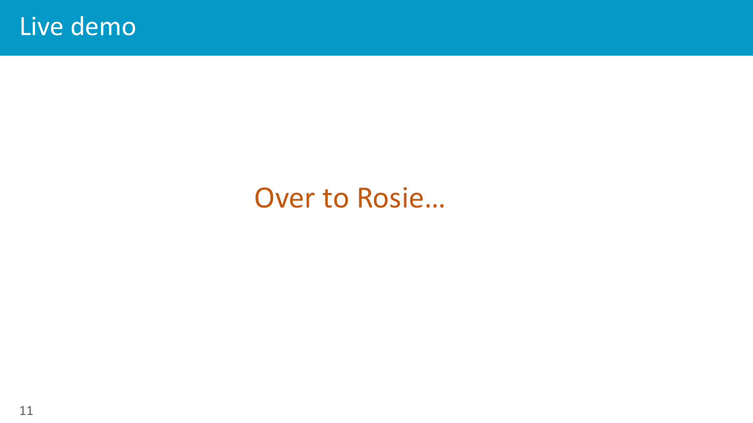# Live demo

Over to Rosie…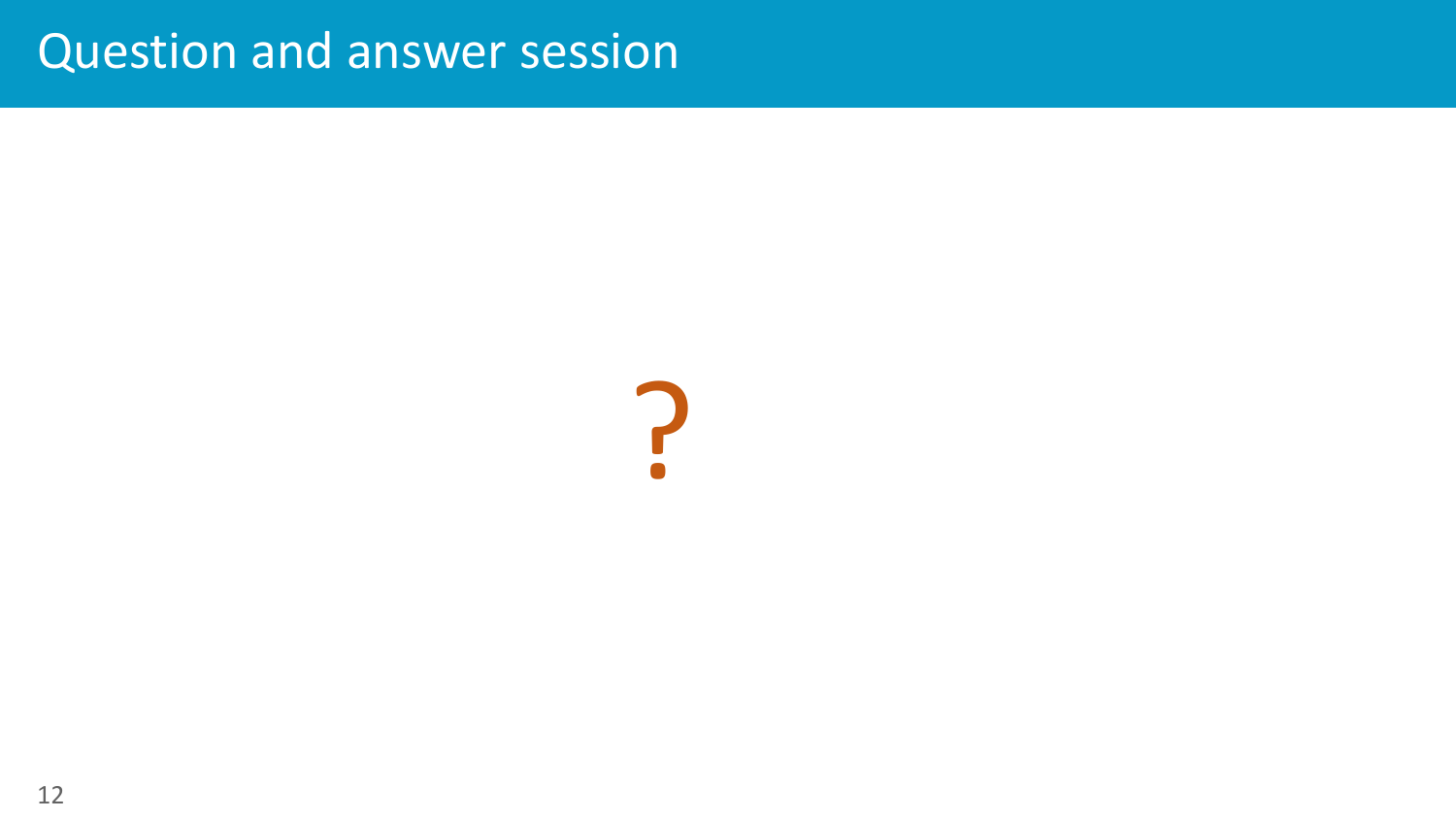# Question and answer session

?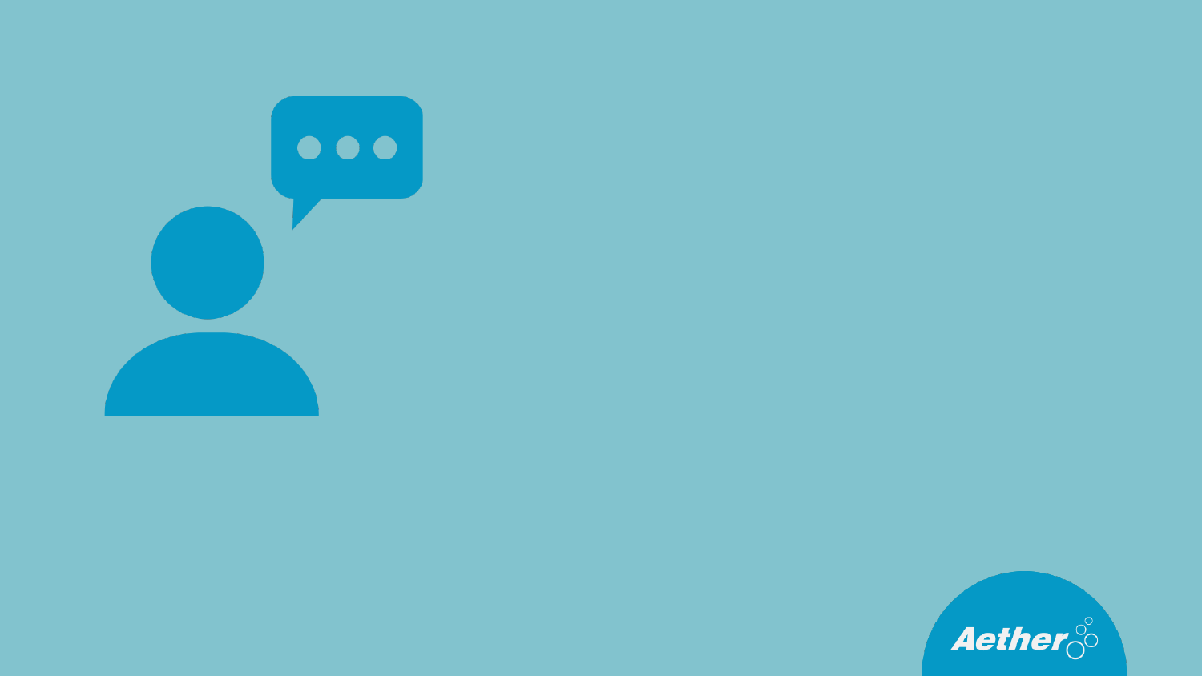Aether